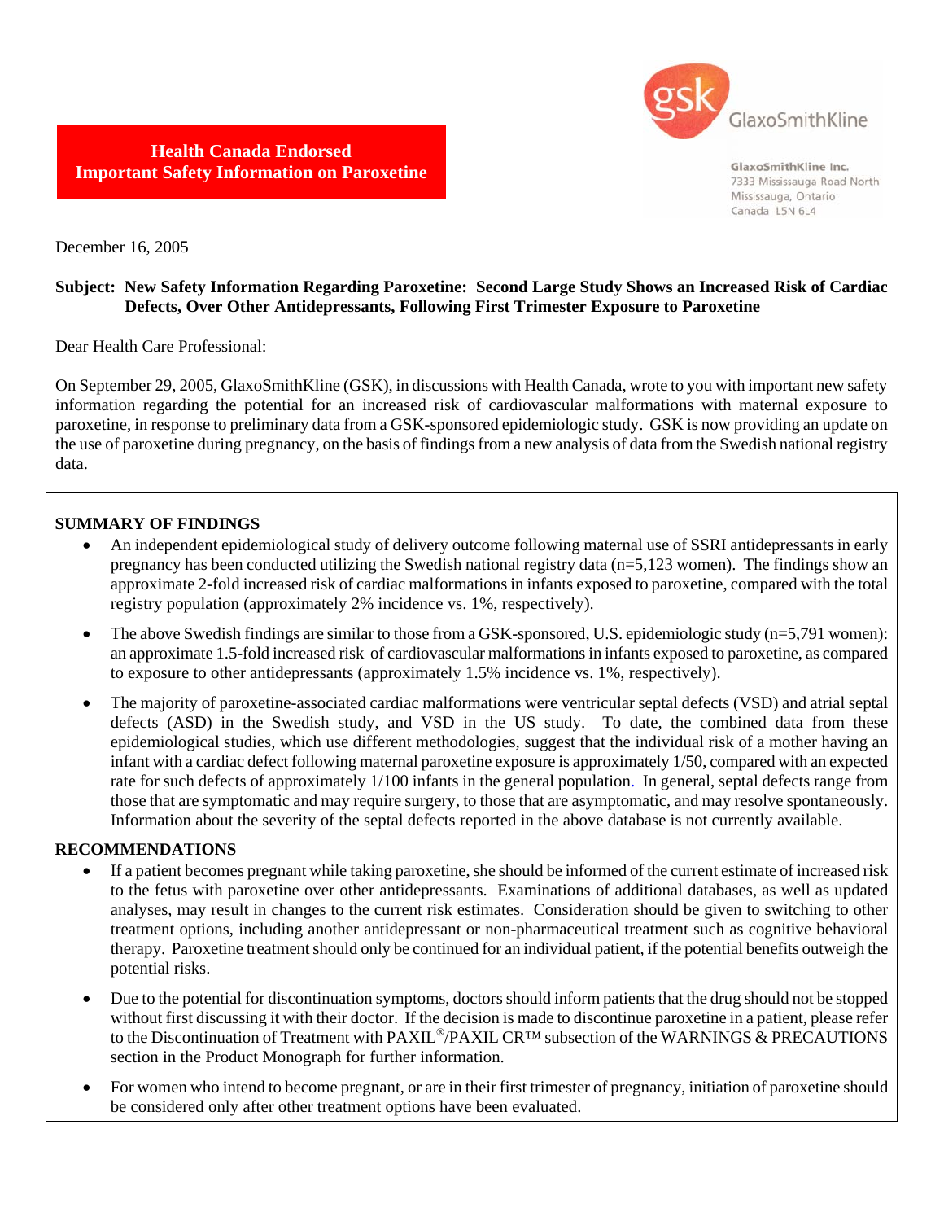**Health Canada Endorsed**
**Important Safety Information on Paroxetine**

GlaxoSmithKline

GlaxoSmithKline Inc.
7333 Mississauga Road North
Mississauga, Ontario
Canada L5N 6L4

December 16, 2005

**Subject: New Safety Information Regarding Paroxetine: Second Large Study Shows an Increased Risk of Cardiac Defects, Over Other Antidepressants, Following First Trimester Exposure to Paroxetine**

Dear Health Care Professional:

On September 29, 2005, GlaxoSmithKline (GSK), in discussions with Health Canada, wrote to you with important new safety information regarding the potential for an increased risk of cardiovascular malformations with maternal exposure to paroxetine, in response to preliminary data from a GSK-sponsored epidemiologic study. GSK is now providing an update on the use of paroxetine during pregnancy, on the basis of findings from a new analysis of data from the Swedish national registry data.

## SUMMARY OF FINDINGS

- An independent epidemiological study of delivery outcome following maternal use of SSRI antidepressants in early pregnancy has been conducted utilizing the Swedish national registry data (n=5,123 women). The findings show an approximate 2-fold increased risk of cardiac malformations in infants exposed to paroxetine, compared with the total registry population (approximately 2% incidence vs. 1%, respectively).
- The above Swedish findings are similar to those from a GSK-sponsored, U.S. epidemiologic study (n=5,791 women): an approximate 1.5-fold increased risk of cardiovascular malformations in infants exposed to paroxetine, as compared to exposure to other antidepressants (approximately 1.5% incidence vs. 1%, respectively).
- The majority of paroxetine-associated cardiac malformations were ventricular septal defects (VSD) and atrial septal defects (ASD) in the Swedish study, and VSD in the US study. To date, the combined data from these epidemiological studies, which use different methodologies, suggest that the individual risk of a mother having an infant with a cardiac defect following maternal paroxetine exposure is approximately 1/50, compared with an expected rate for such defects of approximately 1/100 infants in the general population. In general, septal defects range from those that are symptomatic and may require surgery, to those that are asymptomatic, and may resolve spontaneously. Information about the severity of the septal defects reported in the above database is not currently available.

## RECOMMENDATIONS

- If a patient becomes pregnant while taking paroxetine, she should be informed of the current estimate of increased risk to the fetus with paroxetine over other antidepressants. Examinations of additional databases, as well as updated analyses, may result in changes to the current risk estimates. Consideration should be given to switching to other treatment options, including another antidepressant or non-pharmaceutical treatment such as cognitive behavioral therapy. Paroxetine treatment should only be continued for an individual patient, if the potential benefits outweigh the potential risks.
- Due to the potential for discontinuation symptoms, doctors should inform patients that the drug should not be stopped without first discussing it with their doctor. If the decision is made to discontinue paroxetine in a patient, please refer to the Discontinuation of Treatment with PAXIL®/PAXIL CR™ subsection of the WARNINGS & PRECAUTIONS section in the Product Monograph for further information.
- For women who intend to become pregnant, or are in their first trimester of pregnancy, initiation of paroxetine should be considered only after other treatment options have been evaluated.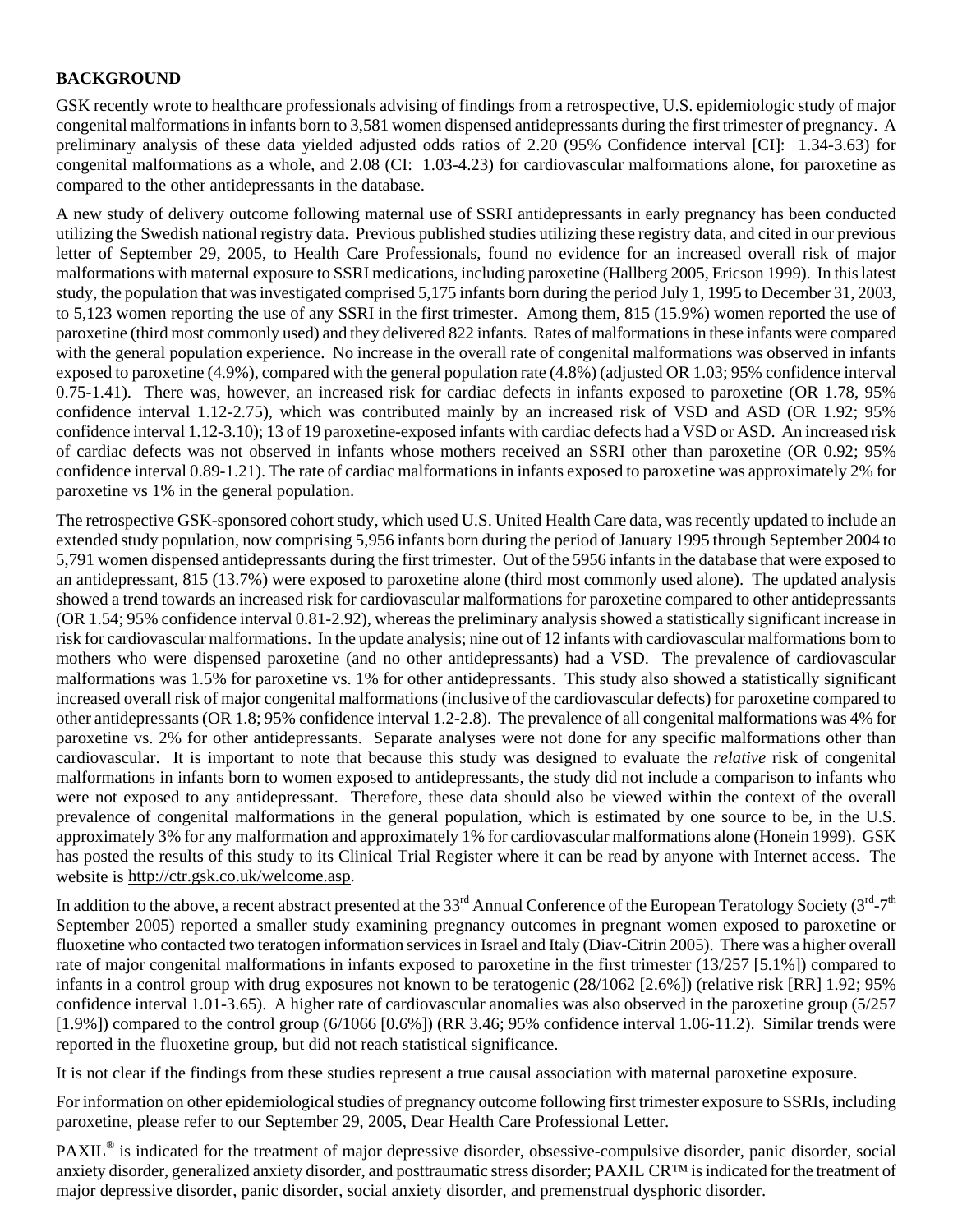**BACKGROUND**

GSK recently wrote to healthcare professionals advising of findings from a retrospective, U.S. epidemiologic study of major congenital malformations in infants born to 3,581 women dispensed antidepressants during the first trimester of pregnancy. A preliminary analysis of these data yielded adjusted odds ratios of 2.20 (95% Confidence interval [CI]: 1.34-3.63) for congenital malformations as a whole, and 2.08 (CI: 1.03-4.23) for cardiovascular malformations alone, for paroxetine as compared to the other antidepressants in the database.

A new study of delivery outcome following maternal use of SSRI antidepressants in early pregnancy has been conducted utilizing the Swedish national registry data. Previous published studies utilizing these registry data, and cited in our previous letter of September 29, 2005, to Health Care Professionals, found no evidence for an increased overall risk of major malformations with maternal exposure to SSRI medications, including paroxetine (Hallberg 2005, Ericson 1999). In this latest study, the population that was investigated comprised 5,175 infants born during the period July 1, 1995 to December 31, 2003, to 5,123 women reporting the use of any SSRI in the first trimester. Among them, 815 (15.9%) women reported the use of paroxetine (third most commonly used) and they delivered 822 infants. Rates of malformations in these infants were compared with the general population experience. No increase in the overall rate of congenital malformations was observed in infants exposed to paroxetine (4.9%), compared with the general population rate (4.8%) (adjusted OR 1.03; 95% confidence interval 0.75-1.41). There was, however, an increased risk for cardiac defects in infants exposed to paroxetine (OR 1.78, 95% confidence interval 1.12-2.75), which was contributed mainly by an increased risk of VSD and ASD (OR 1.92; 95% confidence interval 1.12-3.10); 13 of 19 paroxetine-exposed infants with cardiac defects had a VSD or ASD. An increased risk of cardiac defects was not observed in infants whose mothers received an SSRI other than paroxetine (OR 0.92; 95% confidence interval 0.89-1.21). The rate of cardiac malformations in infants exposed to paroxetine was approximately 2% for paroxetine vs 1% in the general population.

The retrospective GSK-sponsored cohort study, which used U.S. United Health Care data, was recently updated to include an extended study population, now comprising 5,956 infants born during the period of January 1995 through September 2004 to 5,791 women dispensed antidepressants during the first trimester. Out of the 5956 infants in the database that were exposed to an antidepressant, 815 (13.7%) were exposed to paroxetine alone (third most commonly used alone). The updated analysis showed a trend towards an increased risk for cardiovascular malformations for paroxetine compared to other antidepressants (OR 1.54; 95% confidence interval 0.81-2.92), whereas the preliminary analysis showed a statistically significant increase in risk for cardiovascular malformations. In the update analysis; nine out of 12 infants with cardiovascular malformations born to mothers who were dispensed paroxetine (and no other antidepressants) had a VSD. The prevalence of cardiovascular malformations was 1.5% for paroxetine vs. 1% for other antidepressants. This study also showed a statistically significant increased overall risk of major congenital malformations (inclusive of the cardiovascular defects) for paroxetine compared to other antidepressants (OR 1.8; 95% confidence interval 1.2-2.8). The prevalence of all congenital malformations was 4% for paroxetine vs. 2% for other antidepressants. Separate analyses were not done for any specific malformations other than cardiovascular. It is important to note that because this study was designed to evaluate the *relative* risk of congenital malformations in infants born to women exposed to antidepressants, the study did not include a comparison to infants who were not exposed to any antidepressant. Therefore, these data should also be viewed within the context of the overall prevalence of congenital malformations in the general population, which is estimated by one source to be, in the U.S. approximately 3% for any malformation and approximately 1% for cardiovascular malformations alone (Honein 1999). GSK has posted the results of this study to its Clinical Trial Register where it can be read by anyone with Internet access. The website is http://ctr.gsk.co.uk/welcome.asp.

In addition to the above, a recent abstract presented at the 33rd Annual Conference of the European Teratology Society (3rd-7th September 2005) reported a smaller study examining pregnancy outcomes in pregnant women exposed to paroxetine or fluoxetine who contacted two teratogen information services in Israel and Italy (Diav-Citrin 2005). There was a higher overall rate of major congenital malformations in infants exposed to paroxetine in the first trimester (13/257 [5.1%]) compared to infants in a control group with drug exposures not known to be teratogenic (28/1062 [2.6%]) (relative risk [RR] 1.92; 95% confidence interval 1.01-3.65). A higher rate of cardiovascular anomalies was also observed in the paroxetine group (5/257 [1.9%]) compared to the control group (6/1066 [0.6%]) (RR 3.46; 95% confidence interval 1.06-11.2). Similar trends were reported in the fluoxetine group, but did not reach statistical significance.

It is not clear if the findings from these studies represent a true causal association with maternal paroxetine exposure.

For information on other epidemiological studies of pregnancy outcome following first trimester exposure to SSRIs, including paroxetine, please refer to our September 29, 2005, Dear Health Care Professional Letter.

PAXIL® is indicated for the treatment of major depressive disorder, obsessive-compulsive disorder, panic disorder, social anxiety disorder, generalized anxiety disorder, and posttraumatic stress disorder; PAXIL CR™ is indicated for the treatment of major depressive disorder, panic disorder, social anxiety disorder, and premenstrual dysphoric disorder.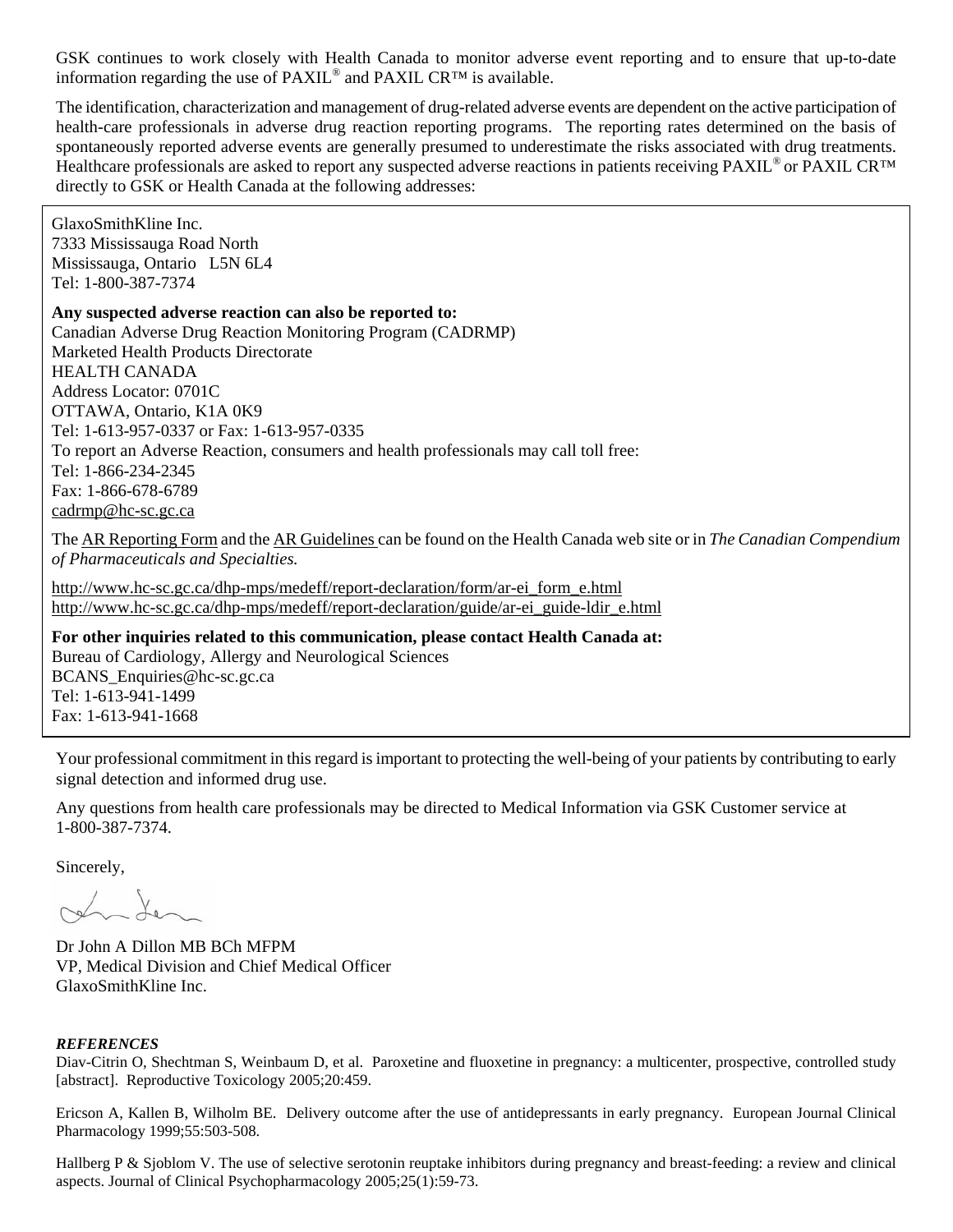GSK continues to work closely with Health Canada to monitor adverse event reporting and to ensure that up-to-date information regarding the use of PAXIL® and PAXIL CR™ is available.

The identification, characterization and management of drug-related adverse events are dependent on the active participation of health-care professionals in adverse drug reaction reporting programs. The reporting rates determined on the basis of spontaneously reported adverse events are generally presumed to underestimate the risks associated with drug treatments. Healthcare professionals are asked to report any suspected adverse reactions in patients receiving PAXIL® or PAXIL CR™ directly to GSK or Health Canada at the following addresses:

GlaxoSmithKline Inc.
7333 Mississauga Road North
Mississauga, Ontario L5N 6L4
Tel: 1-800-387-7374

**Any suspected adverse reaction can also be reported to:**
Canadian Adverse Drug Reaction Monitoring Program (CADRMP)
Marketed Health Products Directorate
HEALTH CANADA
Address Locator: 0701C
OTTAWA, Ontario, K1A 0K9
Tel: 1-613-957-0337 or Fax: 1-613-957-0335
To report an Adverse Reaction, consumers and health professionals may call toll free:
Tel: 1-866-234-2345
Fax: 1-866-678-6789
cadrmp@hc-sc.gc.ca

The AR Reporting Form and the AR Guidelines can be found on the Health Canada web site or in *The Canadian Compendium of Pharmaceuticals and Specialties.*

http://www.hc-sc.gc.ca/dhp-mps/medeff/report-declaration/form/ar-ei_form_e.html
http://www.hc-sc.gc.ca/dhp-mps/medeff/report-declaration/guide/ar-ei_guide-ldir_e.html

**For other inquiries related to this communication, please contact Health Canada at:**
Bureau of Cardiology, Allergy and Neurological Sciences
BCANS_Enquiries@hc-sc.gc.ca
Tel: 1-613-941-1499
Fax: 1-613-941-1668

Your professional commitment in this regard is important to protecting the well-being of your patients by contributing to early signal detection and informed drug use.

Any questions from health care professionals may be directed to Medical Information via GSK Customer service at 1-800-387-7374.

Sincerely,

Dr John A Dillon MB BCh MFPM
VP, Medical Division and Chief Medical Officer
GlaxoSmithKline Inc.

***REFERENCES***

Diav-Citrin O, Shechtman S, Weinbaum D, et al. Paroxetine and fluoxetine in pregnancy: a multicenter, prospective, controlled study [abstract]. Reproductive Toxicology 2005;20:459.

Ericson A, Kallen B, Wilholm BE. Delivery outcome after the use of antidepressants in early pregnancy. European Journal Clinical Pharmacology 1999;55:503-508.

Hallberg P & Sjoblom V. The use of selective serotonin reuptake inhibitors during pregnancy and breast-feeding: a review and clinical aspects. Journal of Clinical Psychopharmacology 2005;25(1):59-73.